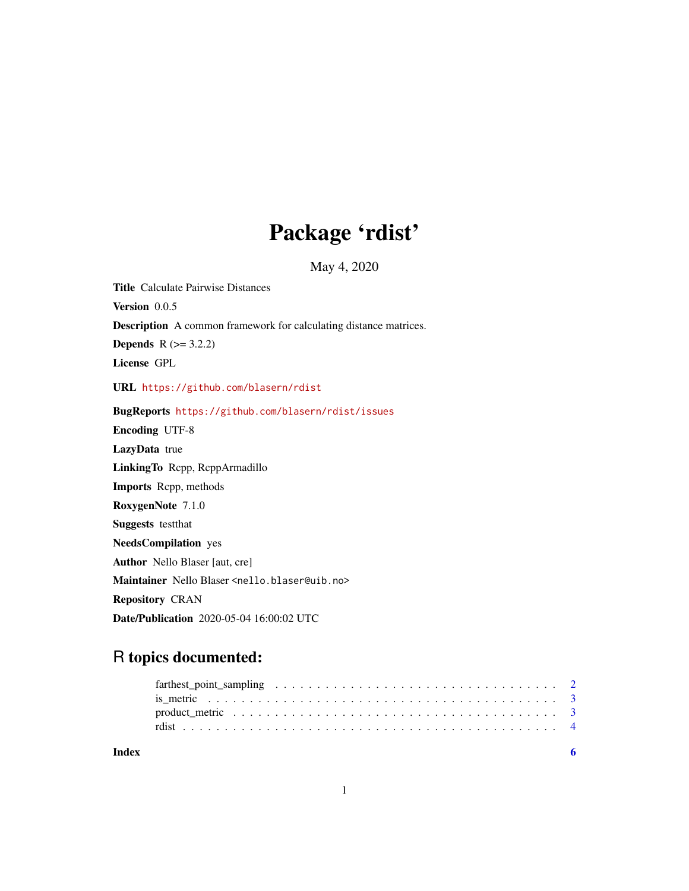# Package 'rdist'

May 4, 2020

**Title** Calculate Pairwise Distances

**Version** 0.0.5

**Description** A common framework for calculating distance matrices.

**Depends** R (>= 3.2.2)

**License** GPL

**URL** https://github.com/blasern/rdist

**BugReports** https://github.com/blasern/rdist/issues

**Encoding** UTF-8

**LazyData** true

**LinkingTo** Rcpp, RcppArmadillo

**Imports** Rcpp, methods

**RoxygenNote** 7.1.0

**Suggests** testthat

**NeedsCompilation** yes

**Author** Nello Blaser [aut, cre]

**Maintainer** Nello Blaser <nello.blaser@uib.no>

**Repository** CRAN

**Date/Publication** 2020-05-04 16:00:02 UTC

## R topics documented:

- farthest_point_sampling . . . . . . . . . . . . . . . . . . . . . . . . . . . . . . . . . . 2
- is_metric . . . . . . . . . . . . . . . . . . . . . . . . . . . . . . . . . . . . . . . . . . 3
- product_metric . . . . . . . . . . . . . . . . . . . . . . . . . . . . . . . . . . . . . . . 3
- rdist . . . . . . . . . . . . . . . . . . . . . . . . . . . . . . . . . . . . . . . . . . . . . 4

**Index** **6**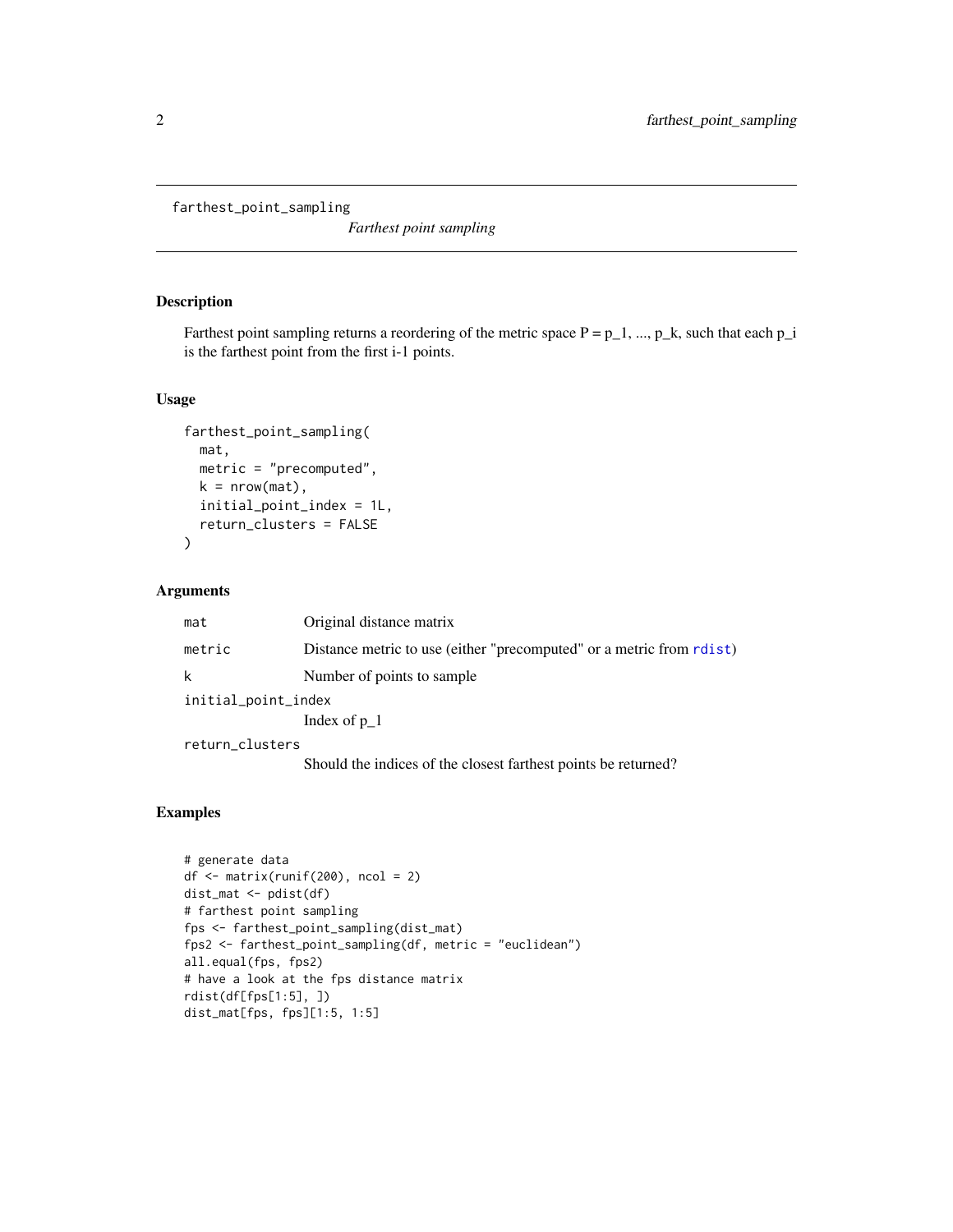# farthest_point_sampling

*Farthest point sampling*

## Description

Farthest point sampling returns a reordering of the metric space P = $p_1$, ..., $p_k$, such that each $p_i$ is the farthest point from the first i-1 points.

## Usage

```
farthest_point_sampling(
  mat,
  metric = "precomputed",
  k = nrow(mat),
  initial_point_index = 1L,
  return_clusters = FALSE
)
```

## Arguments

| | |
|---|---|
| `mat` | Original distance matrix |
| `metric` | Distance metric to use (either "precomputed" or a metric from `rdist`) |
| `k` | Number of points to sample |
| `initial_point_index` | Index of $p_1$ |
| `return_clusters` | Should the indices of the closest farthest points be returned? |

## Examples

```
# generate data
df <- matrix(runif(200), ncol = 2)
dist_mat <- pdist(df)
# farthest point sampling
fps <- farthest_point_sampling(dist_mat)
fps2 <- farthest_point_sampling(df, metric = "euclidean")
all.equal(fps, fps2)
# have a look at the fps distance matrix
rdist(df[fps[1:5], ])
dist_mat[fps, fps][1:5, 1:5]
```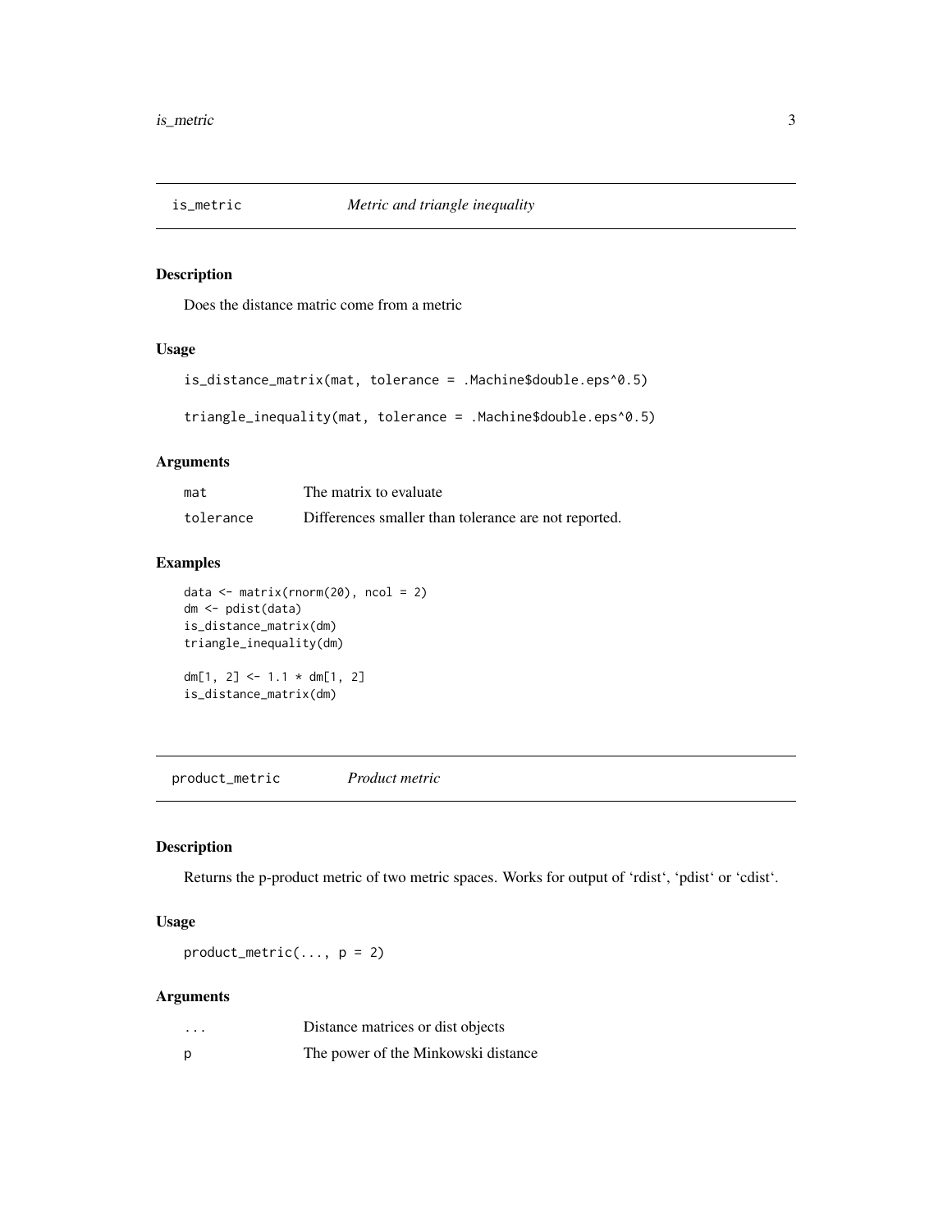## is_metric — *Metric and triangle inequality*

### Description

Does the distance matric come from a metric

### Usage

```
is_distance_matrix(mat, tolerance = .Machine$double.eps^0.5)

triangle_inequality(mat, tolerance = .Machine$double.eps^0.5)
```

### Arguments

| | |
|---|---|
| mat | The matrix to evaluate |
| tolerance | Differences smaller than tolerance are not reported. |

### Examples

```
data <- matrix(rnorm(20), ncol = 2)
dm <- pdist(data)
is_distance_matrix(dm)
triangle_inequality(dm)

dm[1, 2] <- 1.1 * dm[1, 2]
is_distance_matrix(dm)
```

## product_metric — *Product metric*

### Description

Returns the p-product metric of two metric spaces. Works for output of 'rdist', 'pdist' or 'cdist'.

### Usage

```
product_metric(..., p = 2)
```

### Arguments

| | |
|---|---|
| ... | Distance matrices or dist objects |
| p | The power of the Minkowski distance |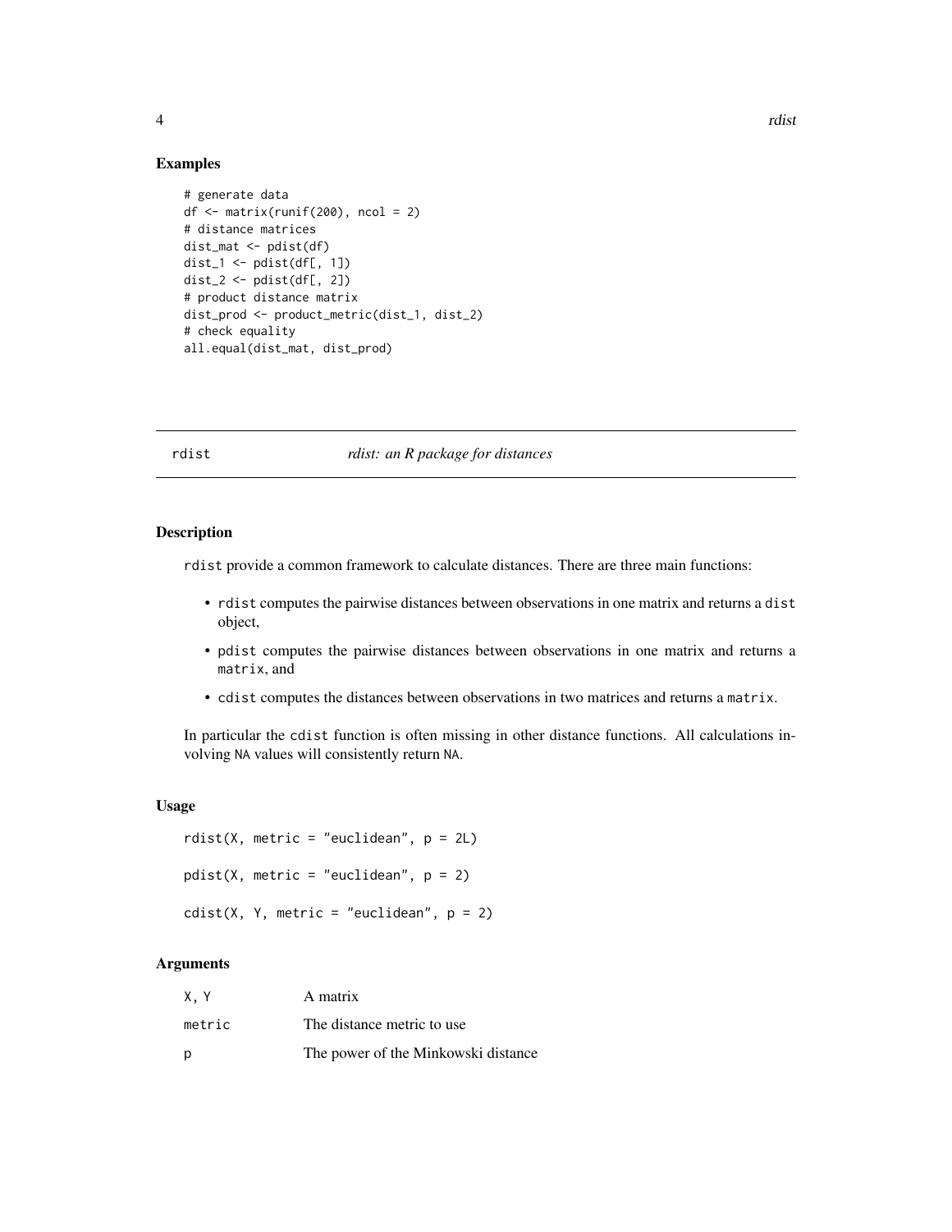## Examples

```
# generate data
df <- matrix(runif(200), ncol = 2)
# distance matrices
dist_mat <- pdist(df)
dist_1 <- pdist(df[, 1])
dist_2 <- pdist(df[, 2])
# product distance matrix
dist_prod <- product_metric(dist_1, dist_2)
# check equality
all.equal(dist_mat, dist_prod)
```

---

# rdist — *rdist: an R package for distances*

---

## Description

`rdist` provide a common framework to calculate distances. There are three main functions:

- `rdist` computes the pairwise distances between observations in one matrix and returns a `dist` object,
- `pdist` computes the pairwise distances between observations in one matrix and returns a `matrix`, and
- `cdist` computes the distances between observations in two matrices and returns a `matrix`.

In particular the `cdist` function is often missing in other distance functions. All calculations involving `NA` values will consistently return `NA`.

## Usage

```
rdist(X, metric = "euclidean", p = 2L)

pdist(X, metric = "euclidean", p = 2)

cdist(X, Y, metric = "euclidean", p = 2)
```

## Arguments

| | |
|---|---|
| `X, Y` | A matrix |
| `metric` | The distance metric to use |
| `p` | The power of the Minkowski distance |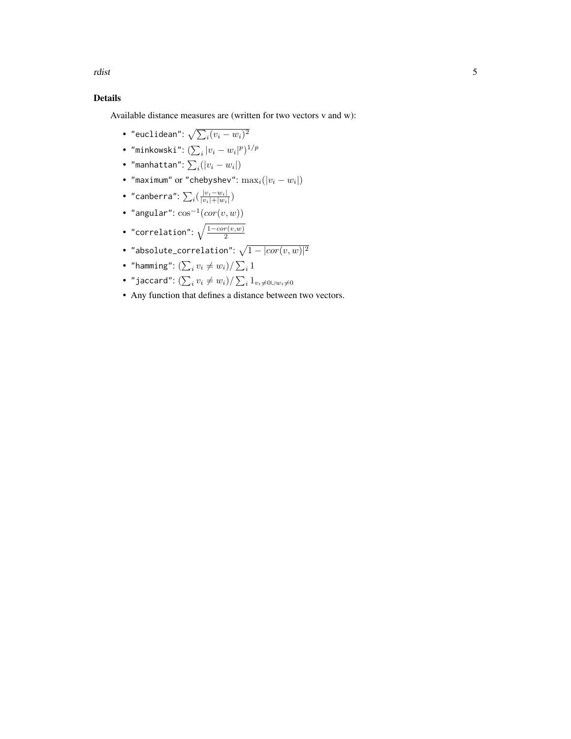### Details

Available distance measures are (written for two vectors v and w):

- `"euclidean"`: $\sqrt{\sum_i (v_i - w_i)^2}$
- `"minkowski"`: $(\sum_i |v_i - w_i|^p)^{1/p}$
- `"manhattan"`: $\sum_i (|v_i - w_i|)$
- `"maximum"` or `"chebyshev"`: $\max_i (|v_i - w_i|)$
- `"canberra"`: $\sum_i (\frac{|v_i - w_i|}{|v_i| + |w_i|})$
- `"angular"`: $\cos^{-1}(cor(v, w))$
- `"correlation"`: $\sqrt{\frac{1 - cor(v,w)}{2}}$
- `"absolute_correlation"`: $\sqrt{1 - |cor(v, w)|^2}$
- `"hamming"`: $(\sum_i v_i \neq w_i) / \sum_i 1$
- `"jaccard"`: $(\sum_i v_i \neq w_i) / \sum_i 1_{v_i \neq 0 \cup w_i \neq 0}$
- Any function that defines a distance between two vectors.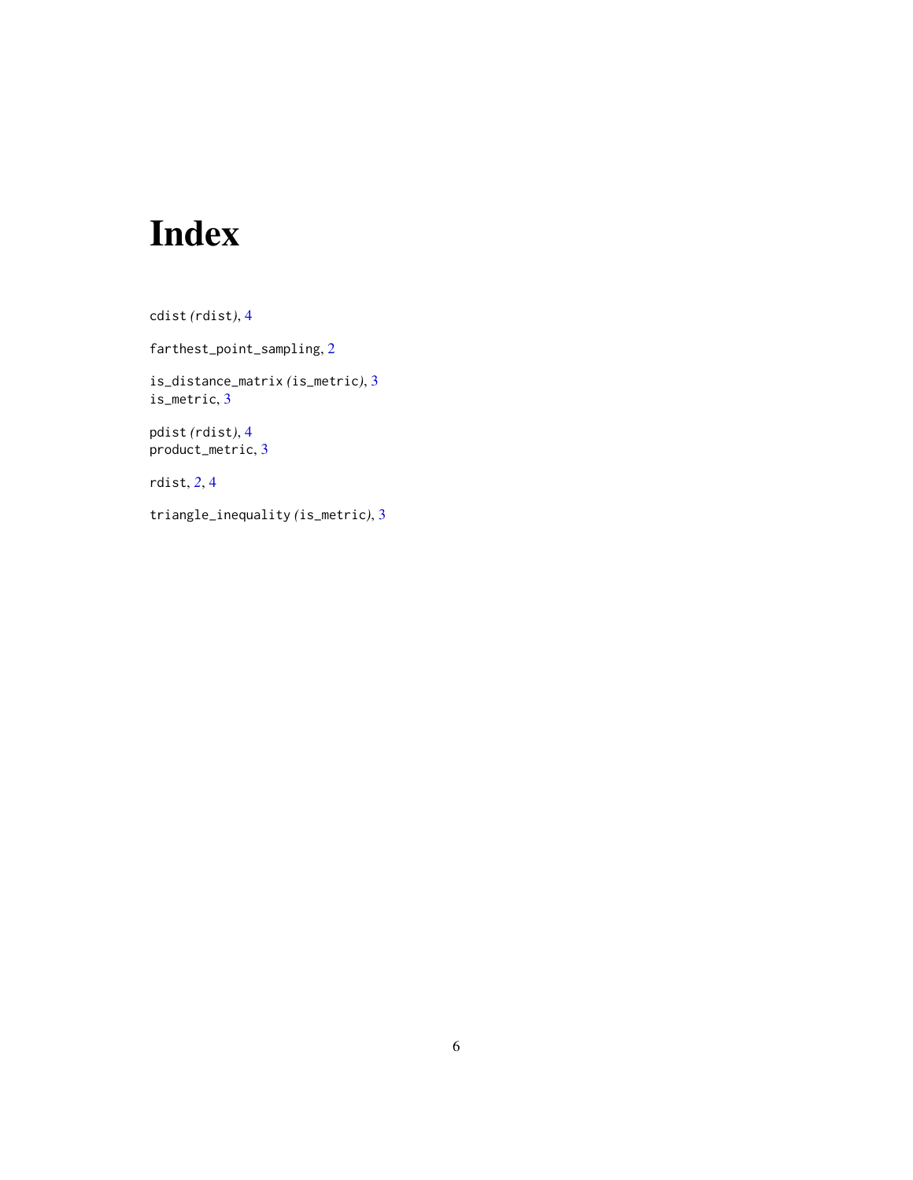# Index

cdist *(*rdist*)*, 4

farthest_point_sampling, 2

is_distance_matrix *(*is_metric*)*, 3
is_metric, 3

pdist *(*rdist*)*, 4
product_metric, 3

rdist, *2*, 4

triangle_inequality *(*is_metric*)*, 3